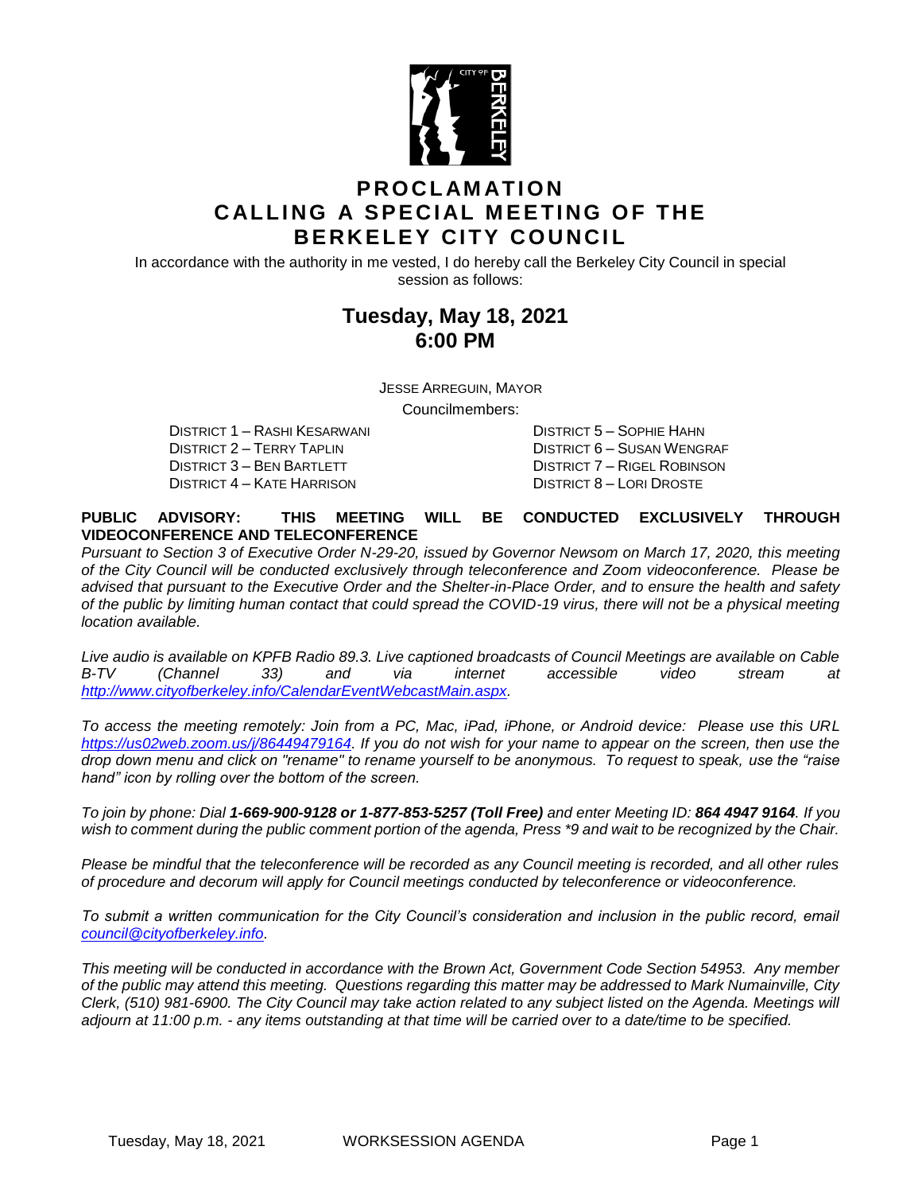# PROCLAMATION CALLING A SPECIAL MEETING OF THE BERKELEY CITY COUNCIL

In accordance with the authority in me vested, I do hereby call the Berkeley City Council in special session as follows:

## Tuesday, May 18, 2021
## 6:00 PM

JESSE ARREGUIN, MAYOR

Councilmembers:

DISTRICT 1 – RASHI KESARWANI
DISTRICT 2 – TERRY TAPLIN
DISTRICT 3 – BEN BARTLETT
DISTRICT 4 – KATE HARRISON
DISTRICT 5 – SOPHIE HAHN
DISTRICT 6 – SUSAN WENGRAF
DISTRICT 7 – RIGEL ROBINSON
DISTRICT 8 – LORI DROSTE

**PUBLIC ADVISORY: THIS MEETING WILL BE CONDUCTED EXCLUSIVELY THROUGH VIDEOCONFERENCE AND TELECONFERENCE**

*Pursuant to Section 3 of Executive Order N-29-20, issued by Governor Newsom on March 17, 2020, this meeting of the City Council will be conducted exclusively through teleconference and Zoom videoconference. Please be advised that pursuant to the Executive Order and the Shelter-in-Place Order, and to ensure the health and safety of the public by limiting human contact that could spread the COVID-19 virus, there will not be a physical meeting location available.*

*Live audio is available on KPFB Radio 89.3. Live captioned broadcasts of Council Meetings are available on Cable B-TV (Channel 33) and via internet accessible video stream at [http://www.cityofberkeley.info/CalendarEventWebcastMain.aspx](http://www.cityofberkeley.info/CalendarEventWebcastMain.aspx).*

*To access the meeting remotely: Join from a PC, Mac, iPad, iPhone, or Android device: Please use this URL [https://us02web.zoom.us/j/86449479164](https://us02web.zoom.us/j/86449479164). If you do not wish for your name to appear on the screen, then use the drop down menu and click on "rename" to rename yourself to be anonymous. To request to speak, use the "raise hand" icon by rolling over the bottom of the screen.*

*To join by phone: Dial **1-669-900-9128 or 1-877-853-5257 (Toll Free)** and enter Meeting ID: **864 4947 9164**. If you wish to comment during the public comment portion of the agenda, Press \*9 and wait to be recognized by the Chair.*

*Please be mindful that the teleconference will be recorded as any Council meeting is recorded, and all other rules of procedure and decorum will apply for Council meetings conducted by teleconference or videoconference.*

*To submit a written communication for the City Council's consideration and inclusion in the public record, email [council@cityofberkeley.info](mailto:council@cityofberkeley.info).*

*This meeting will be conducted in accordance with the Brown Act, Government Code Section 54953. Any member of the public may attend this meeting. Questions regarding this matter may be addressed to Mark Numainville, City Clerk, (510) 981-6900. The City Council may take action related to any subject listed on the Agenda. Meetings will adjourn at 11:00 p.m. - any items outstanding at that time will be carried over to a date/time to be specified.*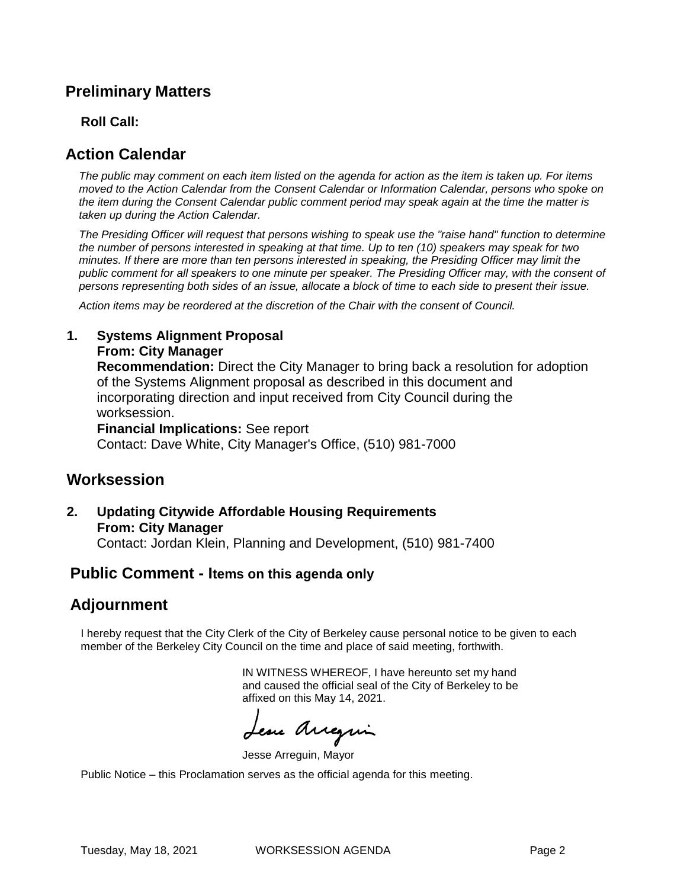## Preliminary Matters

**Roll Call:**

## Action Calendar

*The public may comment on each item listed on the agenda for action as the item is taken up. For items moved to the Action Calendar from the Consent Calendar or Information Calendar, persons who spoke on the item during the Consent Calendar public comment period may speak again at the time the matter is taken up during the Action Calendar.*

*The Presiding Officer will request that persons wishing to speak use the "raise hand" function to determine the number of persons interested in speaking at that time. Up to ten (10) speakers may speak for two minutes. If there are more than ten persons interested in speaking, the Presiding Officer may limit the public comment for all speakers to one minute per speaker. The Presiding Officer may, with the consent of persons representing both sides of an issue, allocate a block of time to each side to present their issue.*

*Action items may be reordered at the discretion of the Chair with the consent of Council.*

**1. Systems Alignment Proposal**
**From: City Manager**
**Recommendation:** Direct the City Manager to bring back a resolution for adoption of the Systems Alignment proposal as described in this document and incorporating direction and input received from City Council during the worksession.
**Financial Implications:** See report
Contact: Dave White, City Manager's Office, (510) 981-7000

## Worksession

**2. Updating Citywide Affordable Housing Requirements**
**From: City Manager**
Contact: Jordan Klein, Planning and Development, (510) 981-7400

## Public Comment - Items on this agenda only

## Adjournment

I hereby request that the City Clerk of the City of Berkeley cause personal notice to be given to each member of the Berkeley City Council on the time and place of said meeting, forthwith.

IN WITNESS WHEREOF, I have hereunto set my hand and caused the official seal of the City of Berkeley to be affixed on this May 14, 2021.

Jesse Arreguin, Mayor

Public Notice – this Proclamation serves as the official agenda for this meeting.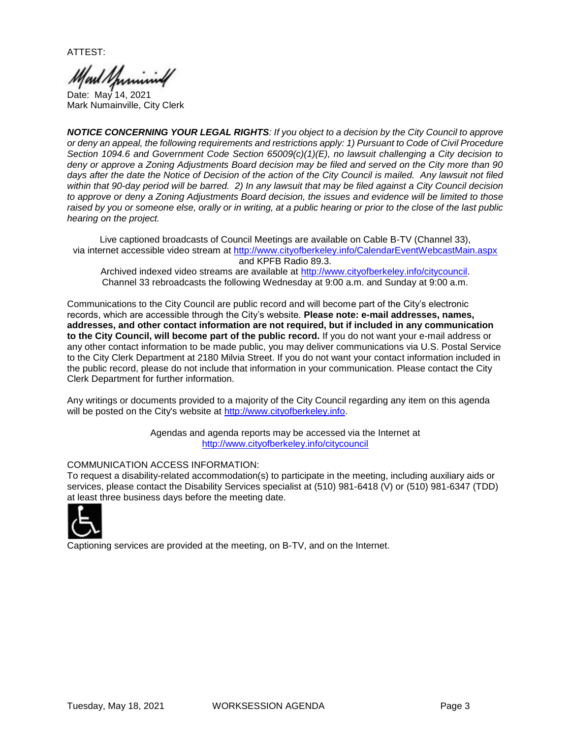ATTEST:

Date: May 14, 2021
Mark Numainville, City Clerk

***NOTICE CONCERNING YOUR LEGAL RIGHTS**: If you object to a decision by the City Council to approve or deny an appeal, the following requirements and restrictions apply: 1) Pursuant to Code of Civil Procedure Section 1094.6 and Government Code Section 65009(c)(1)(E), no lawsuit challenging a City decision to deny or approve a Zoning Adjustments Board decision may be filed and served on the City more than 90 days after the date the Notice of Decision of the action of the City Council is mailed. Any lawsuit not filed within that 90-day period will be barred. 2) In any lawsuit that may be filed against a City Council decision to approve or deny a Zoning Adjustments Board decision, the issues and evidence will be limited to those raised by you or someone else, orally or in writing, at a public hearing or prior to the close of the last public hearing on the project.*

Live captioned broadcasts of Council Meetings are available on Cable B-TV (Channel 33), via internet accessible video stream at http://www.cityofberkeley.info/CalendarEventWebcastMain.aspx and KPFB Radio 89.3.
Archived indexed video streams are available at http://www.cityofberkeley.info/citycouncil.
Channel 33 rebroadcasts the following Wednesday at 9:00 a.m. and Sunday at 9:00 a.m.

Communications to the City Council are public record and will become part of the City's electronic records, which are accessible through the City's website. **Please note: e-mail addresses, names, addresses, and other contact information are not required, but if included in any communication to the City Council, will become part of the public record.** If you do not want your e-mail address or any other contact information to be made public, you may deliver communications via U.S. Postal Service to the City Clerk Department at 2180 Milvia Street. If you do not want your contact information included in the public record, please do not include that information in your communication. Please contact the City Clerk Department for further information.

Any writings or documents provided to a majority of the City Council regarding any item on this agenda will be posted on the City's website at http://www.cityofberkeley.info.

Agendas and agenda reports may be accessed via the Internet at http://www.cityofberkeley.info/citycouncil

COMMUNICATION ACCESS INFORMATION:
To request a disability-related accommodation(s) to participate in the meeting, including auxiliary aids or services, please contact the Disability Services specialist at (510) 981-6418 (V) or (510) 981-6347 (TDD) at least three business days before the meeting date.

Captioning services are provided at the meeting, on B-TV, and on the Internet.